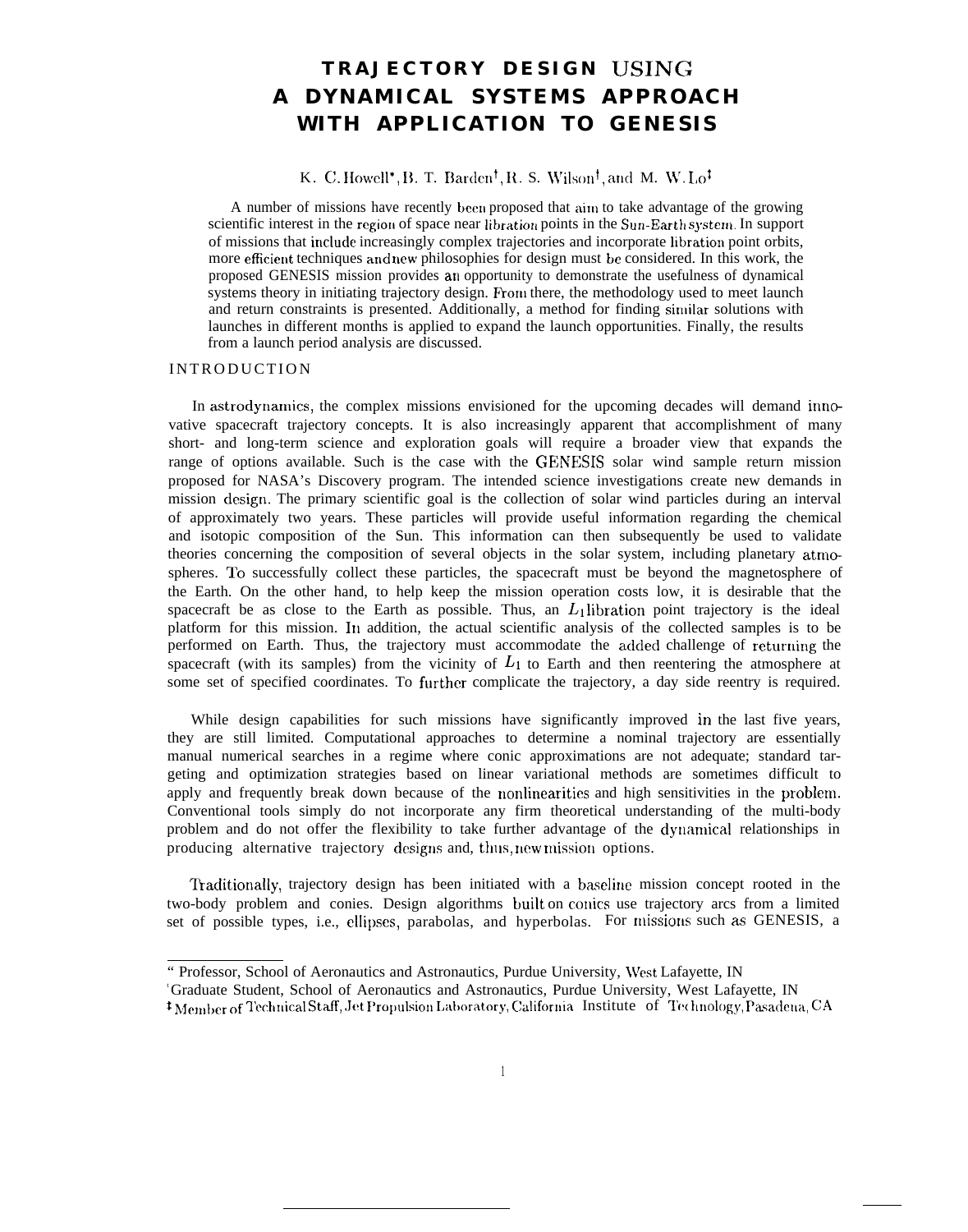# TRAJECTORY DESIGN USING A DYNAMICAL SYSTEMS APPROACH WITH APPLICATION TO GENESIS

K. C. Howell*, B. T. Barden[†], R. S. Wilson[†], and M. W. Lo[‡]

A number of missions have recently been proposed that aim to take advantage of the growing scientific interest in the region of space near libration points in the Sun-Earth system. In support of missions that include increasingly complex trajectories and incorporate libration point orbits, more efficient techniques and new philosophies for design must be considered. In this work, the proposed GENESIS mission provides an opportunity to demonstrate the usefulness of dynamical systems theory in initiating trajectory design. From there, the methodology used to meet launch and return constraints is presented. Additionally, a method for finding similar solutions with launches in different months is applied to expand the launch opportunities. Finally, the results from a launch period analysis are discussed.

## INTRODUCTION

In astrodynamics, the complex missions envisioned for the upcoming decades will demand innovative spacecraft trajectory concepts. It is also increasingly apparent that accomplishment of many short- and long-term science and exploration goals will require a broader view that expands the range of options available. Such is the case with the GENESIS solar wind sample return mission proposed for NASA's Discovery program. The intended science investigations create new demands in mission design. The primary scientific goal is the collection of solar wind particles during an interval of approximately two years. These particles will provide useful information regarding the chemical and isotopic composition of the Sun. This information can then subsequently be used to validate theories concerning the composition of several objects in the solar system, including planetary atmospheres. To successfully collect these particles, the spacecraft must be beyond the magnetosphere of the Earth. On the other hand, to help keep the mission operation costs low, it is desirable that the spacecraft be as close to the Earth as possible. Thus, an $L_1$ libration point trajectory is the ideal platform for this mission. In addition, the actual scientific analysis of the collected samples is to be performed on Earth. Thus, the trajectory must accommodate the added challenge of returning the spacecraft (with its samples) from the vicinity of $L_1$ to Earth and then reentering the atmosphere at some set of specified coordinates. To further complicate the trajectory, a day side reentry is required.

While design capabilities for such missions have significantly improved in the last five years, they are still limited. Computational approaches to determine a nominal trajectory are essentially manual numerical searches in a regime where conic approximations are not adequate; standard targeting and optimization strategies based on linear variational methods are sometimes difficult to apply and frequently break down because of the nonlinearities and high sensitivities in the problem. Conventional tools simply do not incorporate any firm theoretical understanding of the multi-body problem and do not offer the flexibility to take further advantage of the dynamical relationships in producing alternative trajectory designs and, thus, new mission options.

Traditionally, trajectory design has been initiated with a baseline mission concept rooted in the two-body problem and conies. Design algorithms built on conics use trajectory arcs from a limited set of possible types, i.e., ellipses, parabolas, and hyperbolas. For missions such as GENESIS, a

---

* Professor, School of Aeronautics and Astronautics, Purdue University, West Lafayette, IN

[†] Graduate Student, School of Aeronautics and Astronautics, Purdue University, West Lafayette, IN

[‡] Member of Technical Staff, Jet Propulsion Laboratory, California Institute of Technology, Pasadena, CA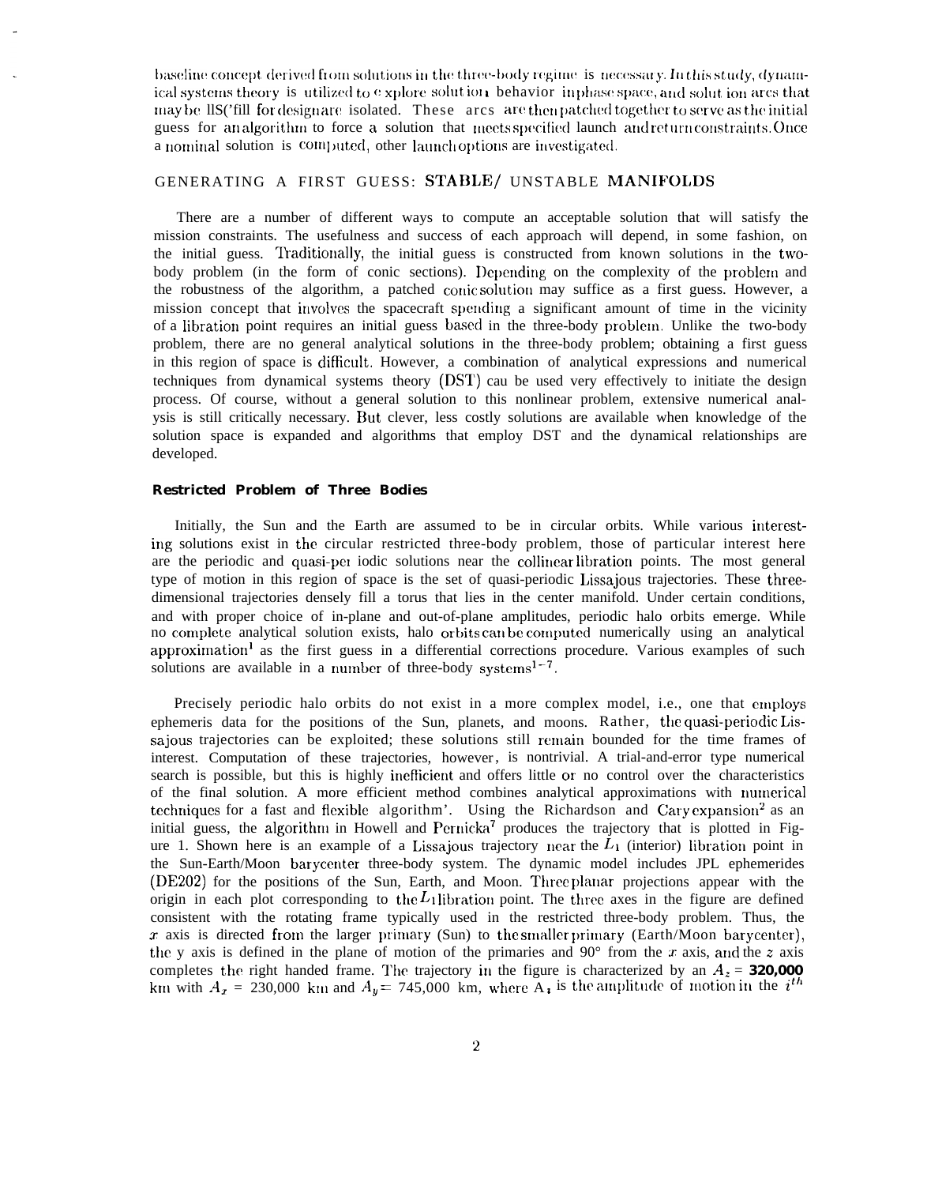baseline concept derived from solutions in the three-body regime is necessary. In this study, dynamical systems theory is utilized to explore solution behavior in phase space, and solution arcs that may be useful for design are isolated. These arcs are then patched together to serve as the initial guess for an algorithm to force a solution that meets specified launch and return constraints. Once a nominal solution is computed, other launch options are investigated.

## GENERATING A FIRST GUESS: STABLE/ UNSTABLE MANIFOLDS

There are a number of different ways to compute an acceptable solution that will satisfy the mission constraints. The usefulness and success of each approach will depend, in some fashion, on the initial guess. Traditionally, the initial guess is constructed from known solutions in the two-body problem (in the form of conic sections). Depending on the complexity of the problem and the robustness of the algorithm, a patched conic solution may suffice as a first guess. However, a mission concept that involves the spacecraft spending a significant amount of time in the vicinity of a libration point requires an initial guess based in the three-body problem. Unlike the two-body problem, there are no general analytical solutions in the three-body problem; obtaining a first guess in this region of space is difficult. However, a combination of analytical expressions and numerical techniques from dynamical systems theory (DST) cau be used very effectively to initiate the design process. Of course, without a general solution to this nonlinear problem, extensive numerical analysis is still critically necessary. But clever, less costly solutions are available when knowledge of the solution space is expanded and algorithms that employ DST and the dynamical relationships are developed.

### Restricted Problem of Three Bodies

Initially, the Sun and the Earth are assumed to be in circular orbits. While various interesting solutions exist in the circular restricted three-body problem, those of particular interest here are the periodic and quasi-periodic solutions near the collinear libration points. The most general type of motion in this region of space is the set of quasi-periodic Lissajous trajectories. These three-dimensional trajectories densely fill a torus that lies in the center manifold. Under certain conditions, and with proper choice of in-plane and out-of-plane amplitudes, periodic halo orbits emerge. While no complete analytical solution exists, halo orbits can be computed numerically using an analytical approximation[1] as the first guess in a differential corrections procedure. Various examples of such solutions are available in a number of three-body systems[1-7].

Precisely periodic halo orbits do not exist in a more complex model, i.e., one that employs ephemeris data for the positions of the Sun, planets, and moons. Rather, the quasi-periodic Lissajous trajectories can be exploited; these solutions still remain bounded for the time frames of interest. Computation of these trajectories, however, is nontrivial. A trial-and-error type numerical search is possible, but this is highly inefficient and offers little or no control over the characteristics of the final solution. A more efficient method combines analytical approximations with numerical techniques for a fast and flexible algorithm'. Using the Richardson and Cary expansion[2] as an initial guess, the algorithm in Howell and Pernicka[7] produces the trajectory that is plotted in Figure 1. Shown here is an example of a Lissajous trajectory near the $L_1$ (interior) libration point in the Sun-Earth/Moon barycenter three-body system. The dynamic model includes JPL ephemerides (DE202) for the positions of the Sun, Earth, and Moon. Three planar projections appear with the origin in each plot corresponding to the $L_1$ libration point. The three axes in the figure are defined consistent with the rotating frame typically used in the restricted three-body problem. Thus, the $x$ axis is directed from the larger primary (Sun) to the smaller primary (Earth/Moon barycenter), the y axis is defined in the plane of motion of the primaries and 90° from the $x$ axis, and the $z$ axis completes the right handed frame. The trajectory in the figure is characterized by an $A_z$ = 320,000 km with $A_x$ = 230,000 km and $A_y$ = 745,000 km, where $A_i$ is the amplitude of motion in the $i^{th}$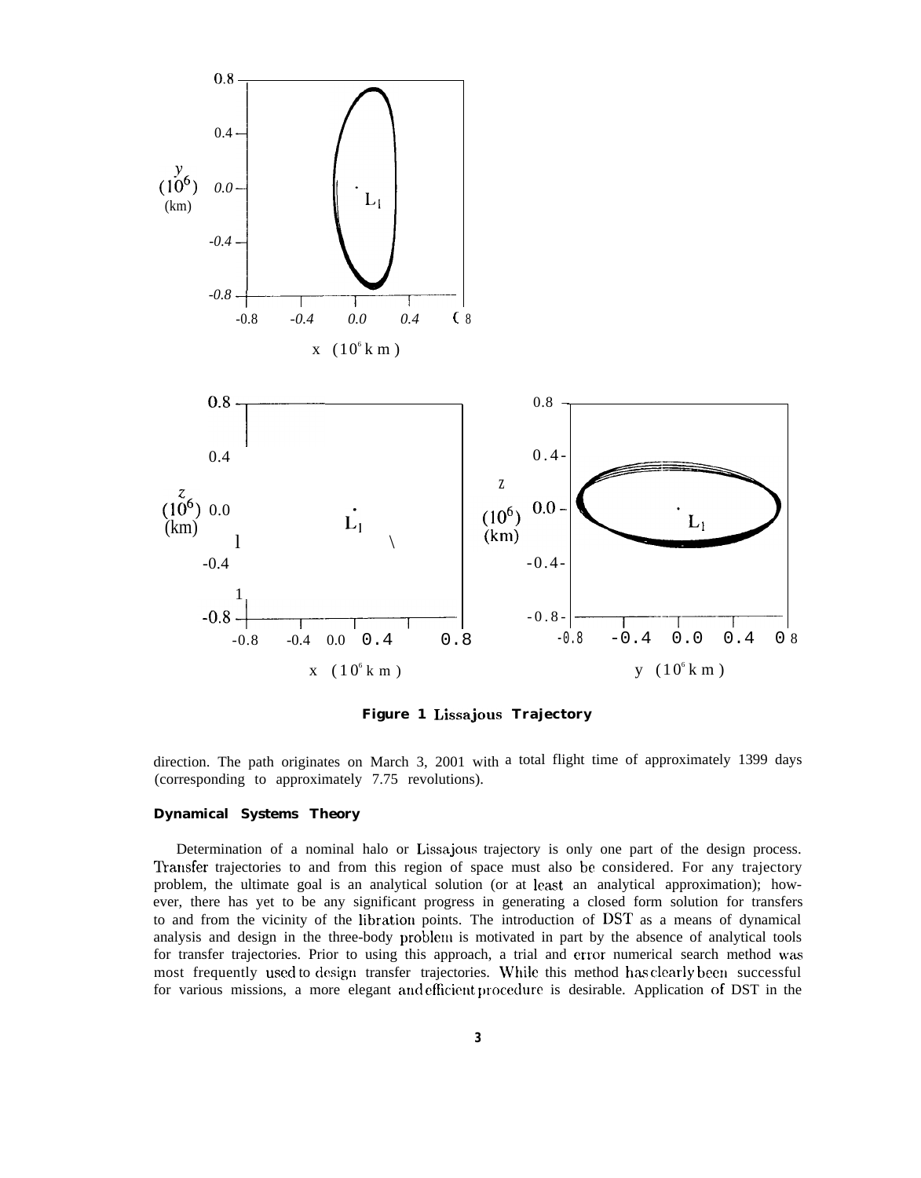**Figure 1 Lissajous Trajectory**

direction. The path originates on March 3, 2001 with a total flight time of approximately 1399 days (corresponding to approximately 7.75 revolutions).

**Dynamical Systems Theory**

Determination of a nominal halo or Lissajous trajectory is only one part of the design process. Transfer trajectories to and from this region of space must also be considered. For any trajectory problem, the ultimate goal is an analytical solution (or at least an analytical approximation); however, there has yet to be any significant progress in generating a closed form solution for transfers to and from the vicinity of the libration points. The introduction of DST as a means of dynamical analysis and design in the three-body problem is motivated in part by the absence of analytical tools for transfer trajectories. Prior to using this approach, a trial and error numerical search method was most frequently used to design transfer trajectories. While this method has clearly been successful for various missions, a more elegant and efficient procedure is desirable. Application of DST in the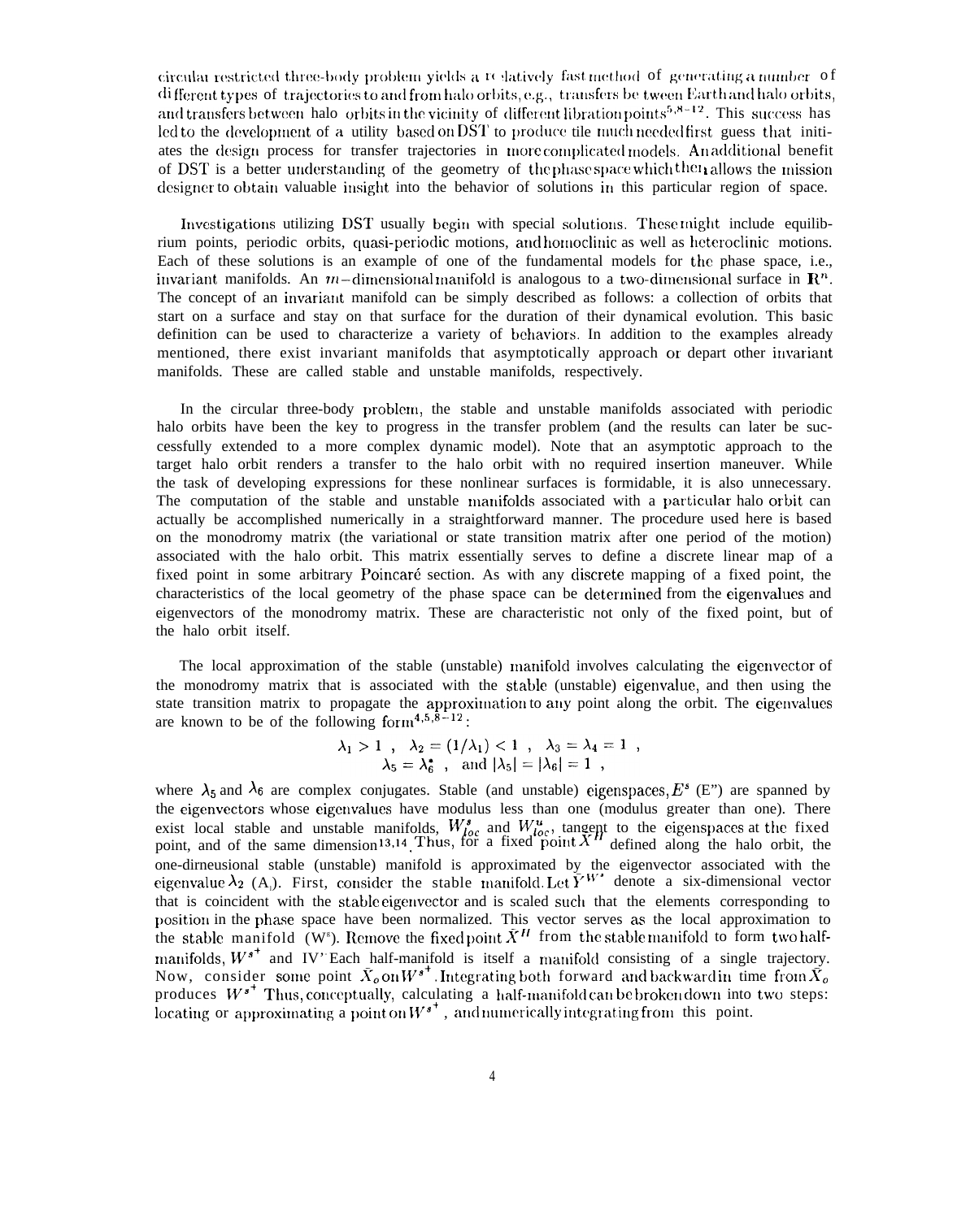circular restricted three-body problem yields a relatively fast method of generating a number of different types of trajectories to and from halo orbits, e.g., transfers between Earth and halo orbits, and transfers between halo orbits in the vicinity of different libration points[5,8-12]. This success has led to the development of a utility based on DST to produce the much needed first guess that initiates the design process for transfer trajectories in more complicated models. An additional benefit of DST is a better understanding of the geometry of the phase space which then allows the mission designer to obtain valuable insight into the behavior of solutions in this particular region of space.

Investigations utilizing DST usually begin with special solutions. These might include equilibrium points, periodic orbits, quasi-periodic motions, and homoclinic as well as heteroclinic motions. Each of these solutions is an example of one of the fundamental models for the phase space, i.e., invariant manifolds. An $m$-dimensional manifold is analogous to a two-dimensional surface in $\mathbf{R}^n$. The concept of an invariant manifold can be simply described as follows: a collection of orbits that start on a surface and stay on that surface for the duration of their dynamical evolution. This basic definition can be used to characterize a variety of behaviors. In addition to the examples already mentioned, there exist invariant manifolds that asymptotically approach or depart other invariant manifolds. These are called stable and unstable manifolds, respectively.

In the circular three-body problem, the stable and unstable manifolds associated with periodic halo orbits have been the key to progress in the transfer problem (and the results can later be successfully extended to a more complex dynamic model). Note that an asymptotic approach to the target halo orbit renders a transfer to the halo orbit with no required insertion maneuver. While the task of developing expressions for these nonlinear surfaces is formidable, it is also unnecessary. The computation of the stable and unstable manifolds associated with a particular halo orbit can actually be accomplished numerically in a straightforward manner. The procedure used here is based on the monodromy matrix (the variational or state transition matrix after one period of the motion) associated with the halo orbit. This matrix essentially serves to define a discrete linear map of a fixed point in some arbitrary Poincaré section. As with any discrete mapping of a fixed point, the characteristics of the local geometry of the phase space can be determined from the eigenvalues and eigenvectors of the monodromy matrix. These are characteristic not only of the fixed point, but of the halo orbit itself.

The local approximation of the stable (unstable) manifold involves calculating the eigenvector of the monodromy matrix that is associated with the stable (unstable) eigenvalue, and then using the state transition matrix to propagate the approximation to any point along the orbit. The eigenvalues are known to be of the following form[4,5,8-12]:

$$\lambda_1 > 1 \ , \quad \lambda_2 = (1/\lambda_1) < 1 \ , \quad \lambda_3 = \lambda_4 = 1 \ ,$$
$$\lambda_5 = \lambda_6^* \ , \quad \text{and } |\lambda_5| = |\lambda_6| = 1 \ ,$$

where $\lambda_5$ and $\lambda_6$ are complex conjugates. Stable (and unstable) eigenspaces, $E^s$ ($E^u$) are spanned by the eigenvectors whose eigenvalues have modulus less than one (modulus greater than one). There exist local stable and unstable manifolds, $W^s_{loc}$ and $W^u_{loc}$, tangent to the eigenspaces at the fixed point, and of the same dimension[13,14]. Thus, for a fixed point $\bar{X}^H$ defined along the halo orbit, the one-dimensional stable (unstable) manifold is approximated by the eigenvector associated with the eigenvalue $\lambda_2$ ($\lambda_1$). First, consider the stable manifold. Let $Y^{W^s}$ denote a six-dimensional vector that is coincident with the stable eigenvector and is scaled such that the elements corresponding to position in the phase space have been normalized. This vector serves as the local approximation to the stable manifold ($W^s$). Remove the fixed point $\bar{X}^H$ from the stable manifold to form two half-manifolds, $W^{s^+}$ and $W^{s^-}$. Each half-manifold is itself a manifold consisting of a single trajectory. Now, consider some point $\bar{X}_o$ on $W^{s^+}$. Integrating both forward and backward in time from $\bar{X}_o$ produces $W^{s^+}$. Thus, conceptually, calculating a half-manifold can be broken down into two steps: locating or approximating a point on $W^{s^+}$, and numerically integrating from this point.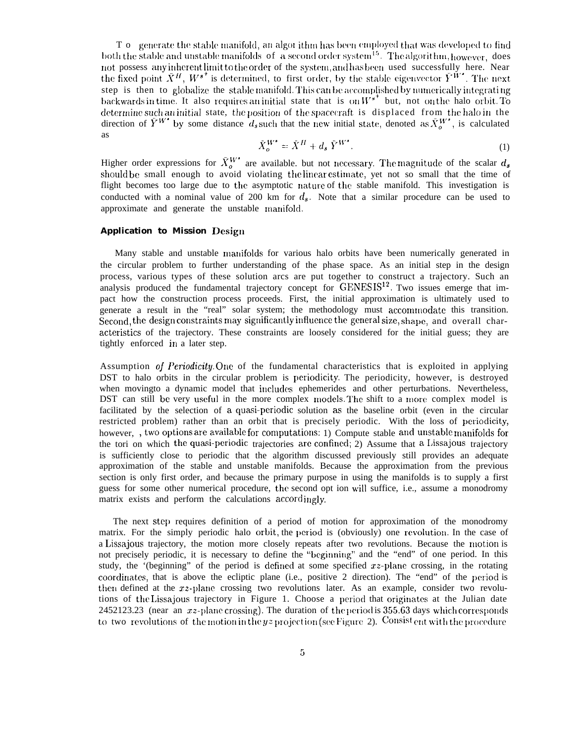To generate the stable manifold, an algorithm has been employed that was developed to find both the stable and unstable manifolds of a second order system[15]. The algorithm, however, does not possess any inherent limit to the order of the system, and has been used successfully here. Near the fixed point $\bar{X}^H$, $W^{s^+}$ is determined, to first order, by the stable eigenvector $\bar{Y}^{W^s}$. The next step is then to globalize the stable manifold. This can be accomplished by numerically integrating backwards in time. It also requires an initial state that is on $W^{s^+}$ but, not on the halo orbit. To determine such an initial state, the position of the spacecraft is displaced from the halo in the direction of $\bar{Y}^{W^s}$ by some distance $d_s$ such that the new initial state, denoted as $\bar{X}_o^{W^s}$, is calculated as

$$\bar{X}_o^{W^s} = \bar{X}^H + d_s\, \bar{Y}^{W^s}. \tag{1}$$

Higher order expressions for $\bar{X}_o^{W^s}$ are available. but not necessary. The magnitude of the scalar $d_s$ should be small enough to avoid violating the linear estimate, yet not so small that the time of flight becomes too large due to the asymptotic nature of the stable manifold. This investigation is conducted with a nominal value of 200 km for $d_s$. Note that a similar procedure can be used to approximate and generate the unstable manifold.

### Application to Mission Design

Many stable and unstable manifolds for various halo orbits have been numerically generated in the circular problem to further understanding of the phase space. As an initial step in the design process, various types of these solution arcs are put together to construct a trajectory. Such an analysis produced the fundamental trajectory concept for GENESIS[12]. Two issues emerge that impact how the construction process proceeds. First, the initial approximation is ultimately used to generate a result in the "real" solar system; the methodology must accommodate this transition. Second, the design constraints may significantly influence the general size, shape, and overall characteristics of the trajectory. These constraints are loosely considered for the initial guess; they are tightly enforced in a later step.

Assumption *of Periodicity.* One of the fundamental characteristics that is exploited in applying DST to halo orbits in the circular problem is periodicity. The periodicity, however, is destroyed when movingto a dynamic model that includes ephemerides and other perturbations. Nevertheless, DST can still be very useful in the more complex models. The shift to a more complex model is facilitated by the selection of a quasi-periodic solution as the baseline orbit (even in the circular restricted problem) rather than an orbit that is precisely periodic. With the loss of periodicity, however, , two options are available for computations: 1) Compute stable and unstable manifolds for the tori on which the quasi-periodic trajectories are confined; 2) Assume that a Lissajous trajectory is sufficiently close to periodic that the algorithm discussed previously still provides an adequate approximation of the stable and unstable manifolds. Because the approximation from the previous section is only first order, and because the primary purpose in using the manifolds is to supply a first guess for some other numerical procedure, the second opt ion will suffice, i.e., assume a monodromy matrix exists and perform the calculations accordingly.

The next step requires definition of a period of motion for approximation of the monodromy matrix. For the simply periodic halo orbit, the period is (obviously) one revolution. In the case of a Lissajous trajectory, the motion more closely repeats after two revolutions. Because the motion is not precisely periodic, it is necessary to define the "beginning" and the "end" of one period. In this study, the "beginning" of the period is defined at some specified $xz$-plane crossing, in the rotating coordinates, that is above the ecliptic plane (i.e., positive $\hat{z}$ direction). The "end" of the period is then defined at the $xz$-plane crossing two revolutions later. As an example, consider two revolutions of the Lissajous trajectory in Figure 1. Choose a period that originates at the Julian date 2452123.23 (near an $xz$-plane crossing). The duration of the period is 355.63 days which corresponds to two revolutions of the motion in the $yz$ projection (see Figure 2). Consistent with the procedure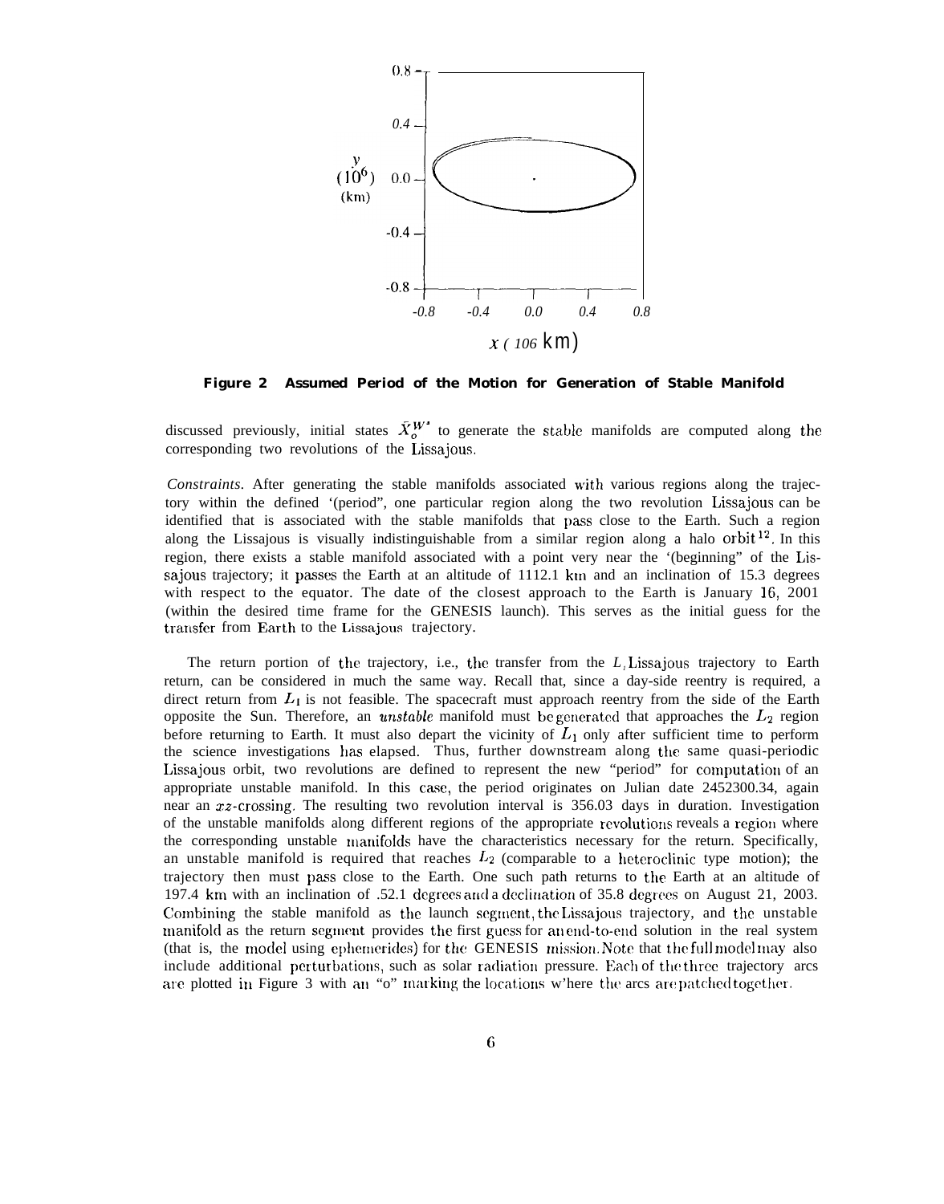**Figure 2 Assumed Period of the Motion for Generation of Stable Manifold**

discussed previously, initial states $\bar{X}_o^{W^s}$ to generate the stable manifolds are computed along the corresponding two revolutions of the Lissajous.

*Constraints*. After generating the stable manifolds associated with various regions along the trajectory within the defined '(period", one particular region along the two revolution Lissajous can be identified that is associated with the stable manifolds that pass close to the Earth. Such a region along the Lissajous is visually indistinguishable from a similar region along a halo orbit[12]. In this region, there exists a stable manifold associated with a point very near the '(beginning" of the Lissajous trajectory; it passes the Earth at an altitude of 1112.1 km and an inclination of 15.3 degrees with respect to the equator. The date of the closest approach to the Earth is January 16, 2001 (within the desired time frame for the GENESIS launch). This serves as the initial guess for the transfer from Earth to the Lissajous trajectory.

The return portion of the trajectory, i.e., the transfer from the $L_1$ Lissajous trajectory to Earth return, can be considered in much the same way. Recall that, since a day-side reentry is required, a direct return from $L_1$ is not feasible. The spacecraft must approach reentry from the side of the Earth opposite the Sun. Therefore, an ***unstable*** manifold must be generated that approaches the $L_2$ region before returning to Earth. It must also depart the vicinity of $L_1$ only after sufficient time to perform the science investigations has elapsed. Thus, further downstream along the same quasi-periodic Lissajous orbit, two revolutions are defined to represent the new "period" for computation of an appropriate unstable manifold. In this case, the period originates on Julian date 2452300.34, again near an $xz$-crossing. The resulting two revolution interval is 356.03 days in duration. Investigation of the unstable manifolds along different regions of the appropriate revolutions reveals a region where the corresponding unstable manifolds have the characteristics necessary for the return. Specifically, an unstable manifold is required that reaches $L_2$ (comparable to a heteroclinic type motion); the trajectory then must pass close to the Earth. One such path returns to the Earth at an altitude of 197.4 km with an inclination of .52.1 degrees and a declination of 35.8 degrees on August 21, 2003. Combining the stable manifold as the launch segment, the Lissajous trajectory, and the unstable manifold as the return segment provides the first guess for an end-to-end solution in the real system (that is, the model using ephemerides) for the GENESIS mission. Note that the full model may also include additional perturbations, such as solar radiation pressure. Each of the three trajectory arcs are plotted in Figure 3 with an "o" marking the locations w'here the arcs are patched together.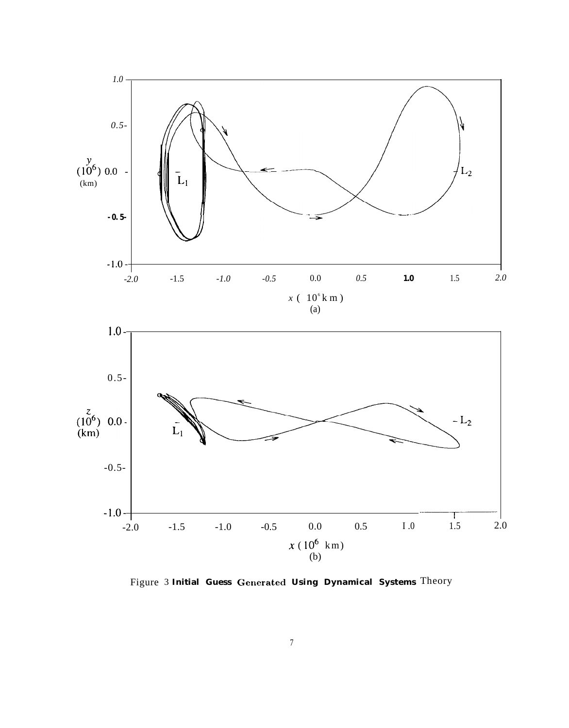Figure 3 **Initial Guess Generated Using Dynamical Systems** Theory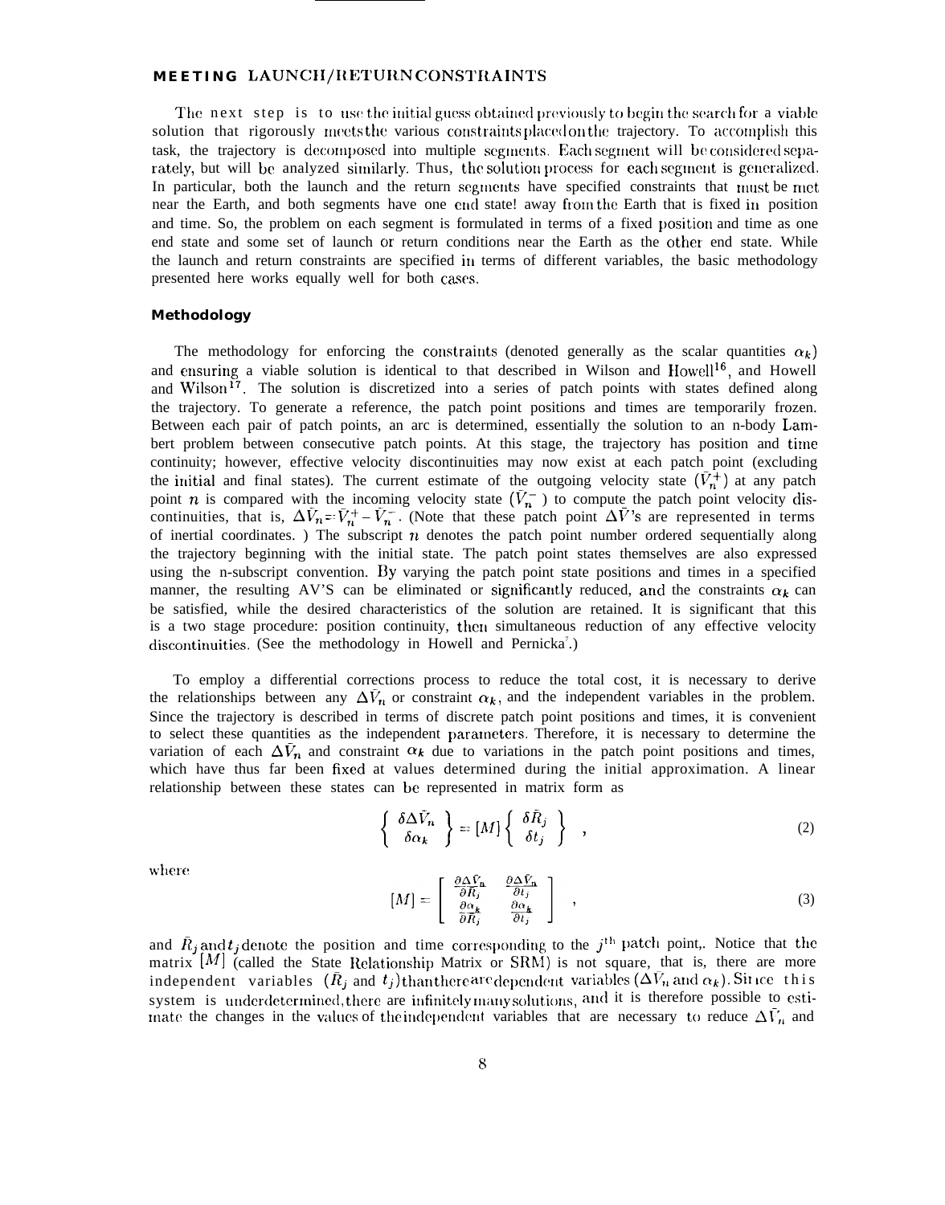## MEETING LAUNCH/RETURN CONSTRAINTS

The next step is to use the initial guess obtained previously to begin the search for a viable solution that rigorously meets the various constraints placed on the trajectory. To accomplish this task, the trajectory is decomposed into multiple segments. Each segment will be considered separately, but will be analyzed similarly. Thus, the solution process for each segment is generalized. In particular, both the launch and the return segments have specified constraints that must be met near the Earth, and both segments have one end state! away from the Earth that is fixed in position and time. So, the problem on each segment is formulated in terms of a fixed position and time as one end state and some set of launch or return conditions near the Earth as the other end state. While the launch and return constraints are specified in terms of different variables, the basic methodology presented here works equally well for both cases.

### Methodology

The methodology for enforcing the constraints (denoted generally as the scalar quantities $\alpha_k$) and ensuring a viable solution is identical to that described in Wilson and Howell[16], and Howell and Wilson[17]. The solution is discretized into a series of patch points with states defined along the trajectory. To generate a reference, the patch point positions and times are temporarily frozen. Between each pair of patch points, an arc is determined, essentially the solution to an n-body Lambert problem between consecutive patch points. At this stage, the trajectory has position and time continuity; however, effective velocity discontinuities may now exist at each patch point (excluding the initial and final states). The current estimate of the outgoing velocity state ($\bar{V}_n^+$) at any patch point $n$ is compared with the incoming velocity state ($\bar{V}_n^-$) to compute the patch point velocity discontinuities, that is, $\Delta\bar{V}_n = \bar{V}_n^+ - \bar{V}_n^-$. (Note that these patch point $\Delta\bar{V}$'s are represented in terms of inertial coordinates. ) The subscript $n$ denotes the patch point number ordered sequentially along the trajectory beginning with the initial state. The patch point states themselves are also expressed using the n-subscript convention. By varying the patch point state positions and times in a specified manner, the resulting ΔV'S can be eliminated or significantly reduced, and the constraints $\alpha_k$ can be satisfied, while the desired characteristics of the solution are retained. It is significant that this is a two stage procedure: position continuity, then simultaneous reduction of any effective velocity discontinuities. (See the methodology in Howell and Pernicka[7].)

To employ a differential corrections process to reduce the total cost, it is necessary to derive the relationships between any $\Delta\bar{V}_n$ or constraint $\alpha_k$, and the independent variables in the problem. Since the trajectory is described in terms of discrete patch point positions and times, it is convenient to select these quantities as the independent parameters. Therefore, it is necessary to determine the variation of each $\Delta\bar{V}_n$ and constraint $\alpha_k$ due to variations in the patch point positions and times, which have thus far been fixed at values determined during the initial approximation. A linear relationship between these states can be represented in matrix form as

$$\left\{ \begin{array}{c} \delta\Delta\bar{V}_n \\ \delta\alpha_k \end{array} \right\} = [M] \left\{ \begin{array}{c} \delta\bar{R}_j \\ \delta t_j \end{array} \right\} \quad , \tag{2}$$

where

$$[M] = \left[ \begin{array}{cc} \frac{\partial\Delta\bar{V}_n}{\partial\bar{R}_j} & \frac{\partial\Delta\bar{V}_n}{\partial t_j} \\ \frac{\partial\alpha_k}{\partial\bar{R}_j} & \frac{\partial\alpha_k}{\partial t_j} \end{array} \right] \quad , \tag{3}$$

and $\bar{R}_j$ and $t_j$ denote the position and time corresponding to the $j^{\text{th}}$ patch point,. Notice that the matrix $[M]$ (called the State Relationship Matrix or SRM) is not square, that is, there are more independent variables ($\bar{R}_j$ and $t_j$) than there are dependent variables ($\Delta\bar{V}_n$ and $\alpha_k$). Since this system is underdetermined, there are infinitely many solutions, and it is therefore possible to estimate the changes in the values of the independent variables that are necessary to reduce $\Delta\bar{V}_n$ and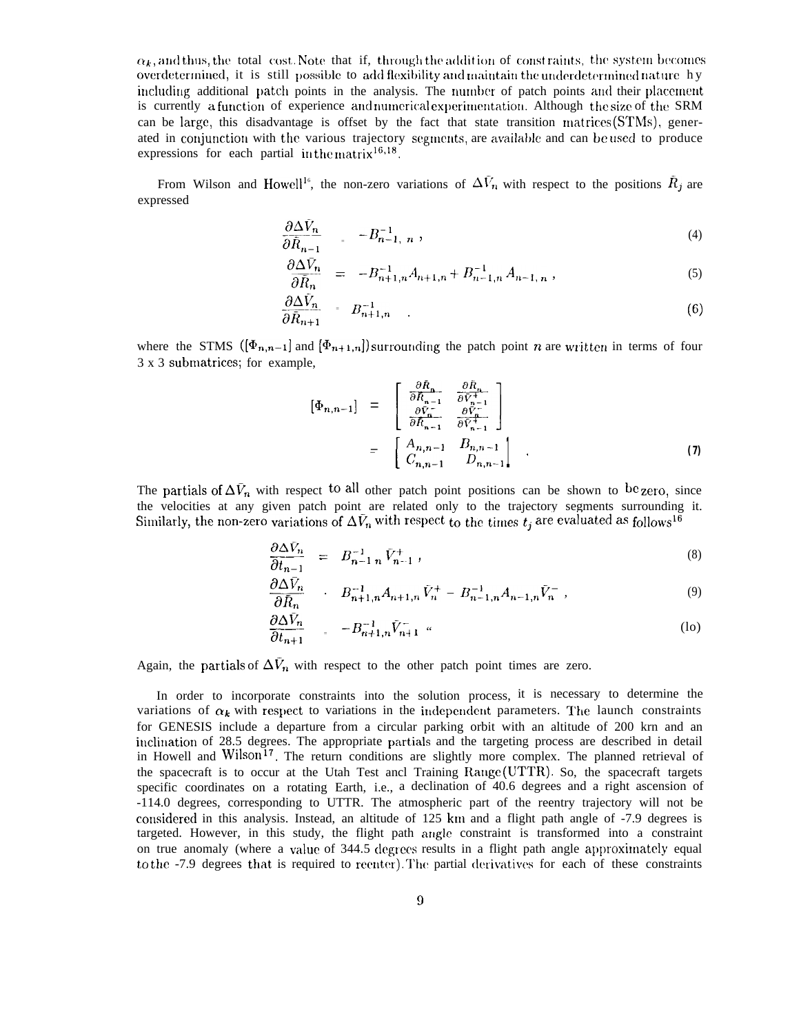$\alpha_k$, and thus, the total cost. Note that if, through the addition of constraints, the system becomes overdetermined, it is still possible to add flexibility and maintain the underdetermined nature by including additional patch points in the analysis. The number of patch points and their placement is currently a function of experience and numerical experimentation. Although the size of the SRM can be large, this disadvantage is offset by the fact that state transition matrices (STMs), generated in conjunction with the various trajectory segments, are available and can be used to produce expressions for each partial in the matrix[16,18].

From Wilson and Howell[16], the non-zero variations of $\Delta\bar{V}_n$ with respect to the positions $\bar{R}_j$ are expressed

$$\frac{\partial \Delta \bar{V}_n}{\partial \bar{R}_{n-1}} = -B^{-1}_{n-1,\,n}\,, \tag{4}$$

$$\frac{\partial \Delta \bar{V}_n}{\partial \bar{R}_n} = -B^{-1}_{n+1,n}A_{n+1,n} + B^{-1}_{n-1,n}A_{n-1,n}\,, \tag{5}$$

$$\frac{\partial \Delta \bar{V}_n}{\partial \bar{R}_{n+1}} = B^{-1}_{n+1,n}\,. \tag{6}$$

where the STMS ($[\Phi_{n,n-1}]$ and $[\Phi_{n+1,n}]$) surrounding the patch point $n$ are written in terms of four 3 x 3 submatrices; for example,

$$[\Phi_{n,n-1}] = \begin{bmatrix} \frac{\partial \bar{R}_n}{\partial \bar{R}_{n-1}} & \frac{\partial \bar{R}_n}{\partial \bar{V}^+_{n-1}} \\ \frac{\partial \bar{V}^-_n}{\partial \bar{R}_{n-1}} & \frac{\partial \bar{V}^-_n}{\partial \bar{V}^+_{n-1}} \end{bmatrix} = \begin{bmatrix} A_{n,n-1} & B_{n,n-1} \\ C_{n,n-1} & D_{n,n-1} \end{bmatrix}\,. \tag{7}$$

The partials of $\Delta\bar{V}_n$ with respect to all other patch point positions can be shown to be zero, since the velocities at any given patch point are related only to the trajectory segments surrounding it. Similarly, the non-zero variations of $\Delta\bar{V}_n$ with respect to the times $t_j$ are evaluated as follows[16]

$$\frac{\partial \Delta \bar{V}_n}{\partial t_{n-1}} = B^{-1}_{n-1\,n}\bar{V}^+_{n-1}\,, \tag{8}$$

$$\frac{\partial \Delta \bar{V}_n}{\partial \bar{R}_n} = B^{-1}_{n+1,n}A_{n+1,n}\bar{V}^+_n - B^{-1}_{n-1,n}A_{n-1,n}\bar{V}^-_n\,, \tag{9}$$

$$\frac{\partial \Delta \bar{V}_n}{\partial t_{n+1}} = -B^{-1}_{n+1,n}\bar{V}^-_{n+1}\,. \tag{10}$$

Again, the partials of $\Delta\bar{V}_n$ with respect to the other patch point times are zero.

In order to incorporate constraints into the solution process, it is necessary to determine the variations of $\alpha_k$ with respect to variations in the independent parameters. The launch constraints for GENESIS include a departure from a circular parking orbit with an altitude of 200 km and an inclination of 28.5 degrees. The appropriate partials and the targeting process are described in detail in Howell and Wilson[17]. The return conditions are slightly more complex. The planned retrieval of the spacecraft is to occur at the Utah Test and Training Range (UTTR). So, the spacecraft targets specific coordinates on a rotating Earth, i.e., a declination of 40.6 degrees and a right ascension of -114.0 degrees, corresponding to UTTR. The atmospheric part of the reentry trajectory will not be considered in this analysis. Instead, an altitude of 125 km and a flight path angle of -7.9 degrees is targeted. However, in this study, the flight path angle constraint is transformed into a constraint on true anomaly (where a value of 344.5 degrees results in a flight path angle approximately equal to the -7.9 degrees that is required to reenter). The partial derivatives for each of these constraints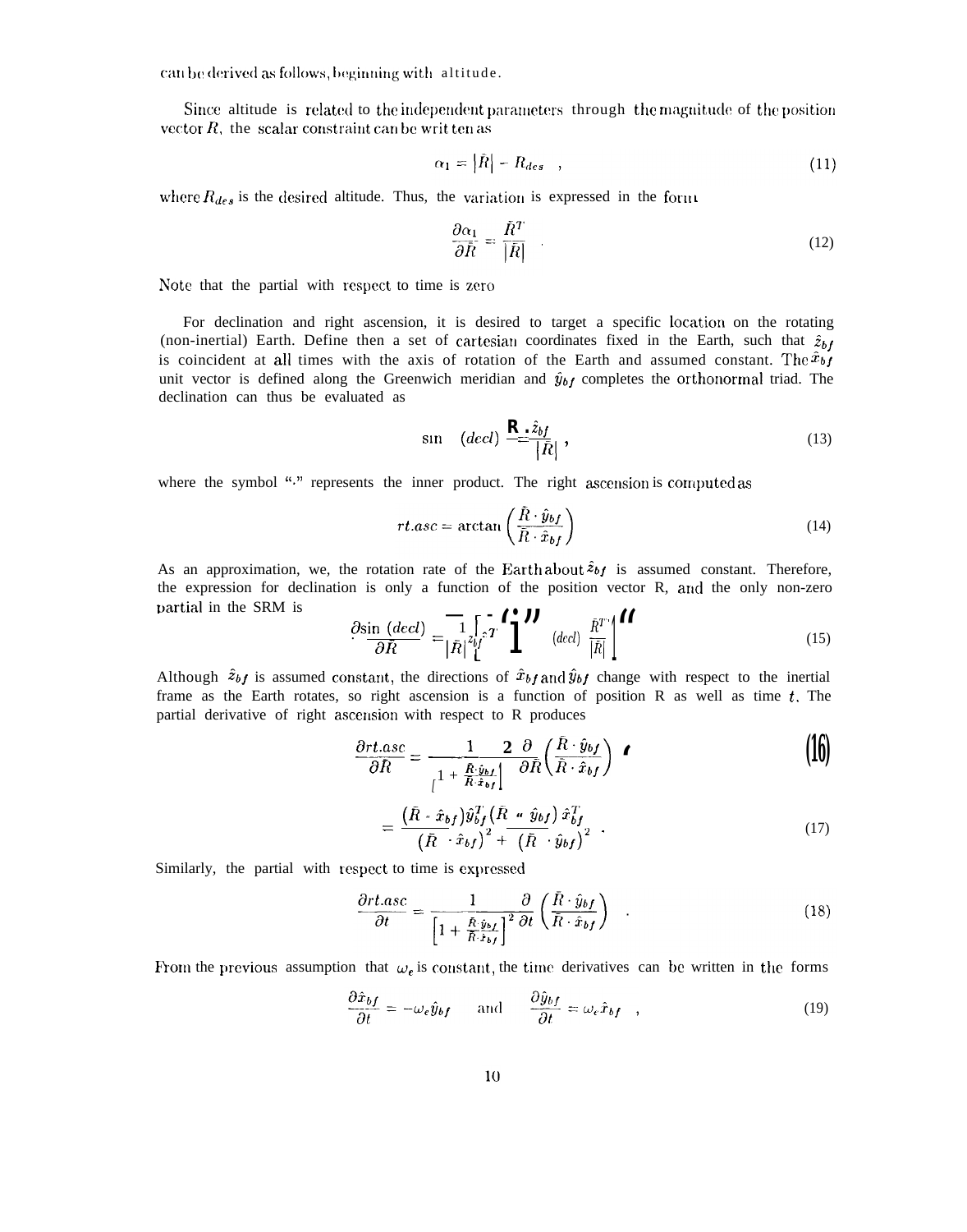can be derived as follows, beginning with altitude.

Since altitude is related to the independent parameters through the magnitude of the position vector $R$, the scalar constraint can be written as

$$\alpha_1 = |\bar{R}| - R_{des} \quad , \tag{11}$$

where $R_{des}$ is the desired altitude. Thus, the variation is expressed in the form

$$\frac{\partial \alpha_1}{\partial \bar{R}} = \frac{\bar{R}^T}{|\bar{R}|} \quad . \tag{12}$$

Note that the partial with respect to time is zero

For declination and right ascension, it is desired to target a specific location on the rotating (non-inertial) Earth. Define then a set of cartesian coordinates fixed in the Earth, such that $\hat{z}_{bf}$ is coincident at all times with the axis of rotation of the Earth and assumed constant. The $\hat{x}_{bf}$ unit vector is defined along the Greenwich meridian and $\hat{y}_{bf}$ completes the orthonormal triad. The declination can thus be evaluated as

$$\sin \ (decl) = \frac{\bar{R} \cdot \hat{z}_{bf}}{|\bar{R}|} , \tag{13}$$

where the symbol "·" represents the inner product. The right ascension is computed as

$$rt.asc = \arctan\left(\frac{\bar{R} \cdot \hat{y}_{bf}}{\bar{R} \cdot \hat{x}_{bf}}\right) \tag{14}$$

As an approximation, we, the rotation rate of the Earth about $\hat{z}_{bf}$ is assumed constant. Therefore, the expression for declination is only a function of the position vector R, and the only non-zero partial in the SRM is

$$\frac{\partial \sin \ (decl)}{\partial \bar{R}} = \frac{1}{|\bar{R}|}\left[\hat{z}_{bf}^T - \sin \ (decl) \ \frac{\bar{R}^T}{|\bar{R}|}\right] \tag{15}$$

Although $\hat{z}_{bf}$ is assumed constant, the directions of $\hat{x}_{bf}$ and $\hat{y}_{bf}$ change with respect to the inertial frame as the Earth rotates, so right ascension is a function of position R as well as time $t$. The partial derivative of right ascension with respect to R produces

$$\frac{\partial rt.asc}{\partial \bar{R}} = \frac{1}{\left[1 + \frac{\bar{R} \cdot \hat{y}_{bf}}{\bar{R} \cdot \hat{x}_{bf}}\right]^2} \frac{\partial}{\partial \bar{R}}\left(\frac{\bar{R} \cdot \hat{y}_{bf}}{\bar{R} \cdot \hat{x}_{bf}}\right) \tag{16}$$

$$= \frac{(\bar{R} \cdot \hat{x}_{bf})\hat{y}_{bf}^T - (\bar{R} \cdot \hat{y}_{bf})\,\hat{x}_{bf}^T}{(\bar{R} \cdot \hat{x}_{bf})^2 + (\bar{R} \cdot \hat{y}_{bf})^2} \ . \tag{17}$$

Similarly, the partial with respect to time is expressed

$$\frac{\partial rt.asc}{\partial t} = \frac{1}{\left[1 + \frac{\bar{R} \cdot \hat{y}_{bf}}{\bar{R} \cdot \hat{x}_{bf}}\right]^2} \frac{\partial}{\partial t}\left(\frac{\bar{R} \cdot \hat{y}_{bf}}{\bar{R} \cdot \hat{x}_{bf}}\right) \quad . \tag{18}$$

From the previous assumption that $\omega_e$ is constant, the time derivatives can be written in the forms

$$\frac{\partial \hat{x}_{bf}}{\partial t} = -\omega_e \hat{y}_{bf} \qquad \text{and} \qquad \frac{\partial \hat{y}_{bf}}{\partial t} = \omega_e \hat{x}_{bf} \quad , \tag{19}$$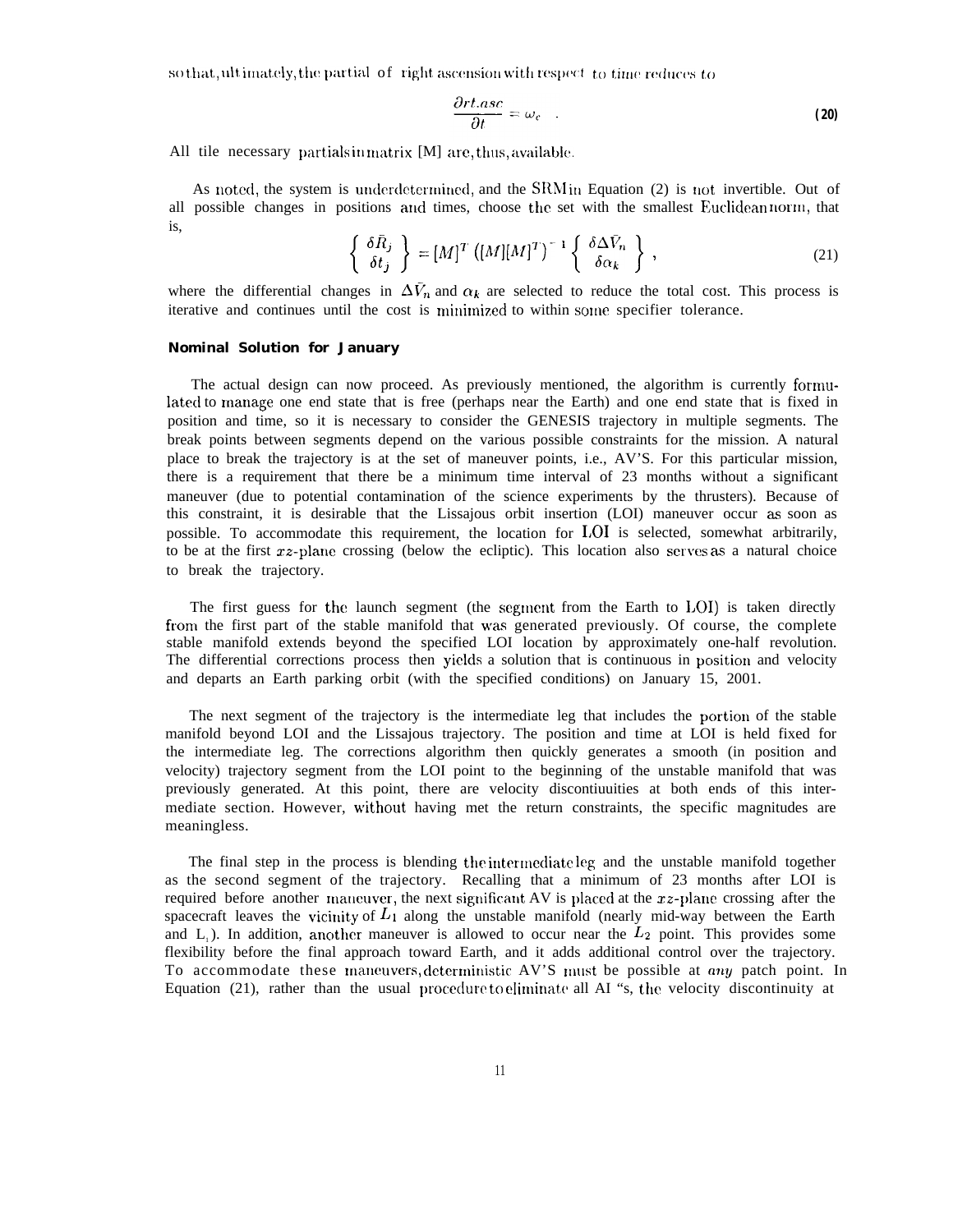so that, ultimately, the partial of right ascension with respect to time reduces to

$$\frac{\partial rt.asc}{\partial t} = \omega_e \quad . \tag{20}$$

All tile necessary partials in matrix [M] are, thus, available.

As noted, the system is underdetermined, and the SRM in Equation (2) is not invertible. Out of all possible changes in positions and times, choose the set with the smallest Euclidean norm, that is,

$$\left\{ \begin{array}{c} \delta \bar{R}_j \\ \delta t_j \end{array} \right\} = [M]^T \left( [M][M]^T \right)^{-1} \left\{ \begin{array}{c} \delta \Delta \bar{V}_n \\ \delta \alpha_k \end{array} \right\} , \tag{21}$$

where the differential changes in $\Delta \bar{V}_n$ and $\alpha_k$ are selected to reduce the total cost. This process is iterative and continues until the cost is minimized to within some specifier tolerance.

### Nominal Solution for January

The actual design can now proceed. As previously mentioned, the algorithm is currently formulated to manage one end state that is free (perhaps near the Earth) and one end state that is fixed in position and time, so it is necessary to consider the GENESIS trajectory in multiple segments. The break points between segments depend on the various possible constraints for the mission. A natural place to break the trajectory is at the set of maneuver points, i.e., ΔV'S. For this particular mission, there is a requirement that there be a minimum time interval of 23 months without a significant maneuver (due to potential contamination of the science experiments by the thrusters). Because of this constraint, it is desirable that the Lissajous orbit insertion (LOI) maneuver occur as soon as possible. To accommodate this requirement, the location for LOI is selected, somewhat arbitrarily, to be at the first $xz$-plane crossing (below the ecliptic). This location also serves as a natural choice to break the trajectory.

The first guess for the launch segment (the segment from the Earth to LOI) is taken directly from the first part of the stable manifold that was generated previously. Of course, the complete stable manifold extends beyond the specified LOI location by approximately one-half revolution. The differential corrections process then yields a solution that is continuous in position and velocity and departs an Earth parking orbit (with the specified conditions) on January 15, 2001.

The next segment of the trajectory is the intermediate leg that includes the portion of the stable manifold beyond LOI and the Lissajous trajectory. The position and time at LOI is held fixed for the intermediate leg. The corrections algorithm then quickly generates a smooth (in position and velocity) trajectory segment from the LOI point to the beginning of the unstable manifold that was previously generated. At this point, there are velocity discontiuuities at both ends of this intermediate section. However, without having met the return constraints, the specific magnitudes are meaningless.

The final step in the process is blending the intermediate leg and the unstable manifold together as the second segment of the trajectory. Recalling that a minimum of 23 months after LOI is required before another maneuver, the next significant ΔV is placed at the $xz$-plane crossing after the spacecraft leaves the vicinity of $L_1$ along the unstable manifold (nearly mid-way between the Earth and $L_1$). In addition, another maneuver is allowed to occur near the $L_2$ point. This provides some flexibility before the final approach toward Earth, and it adds additional control over the trajectory. To accommodate these maneuvers, deterministic ΔV'S must be possible at *any* patch point. In Equation (21), rather than the usual procedure to eliminate all ΔV's, the velocity discontinuity at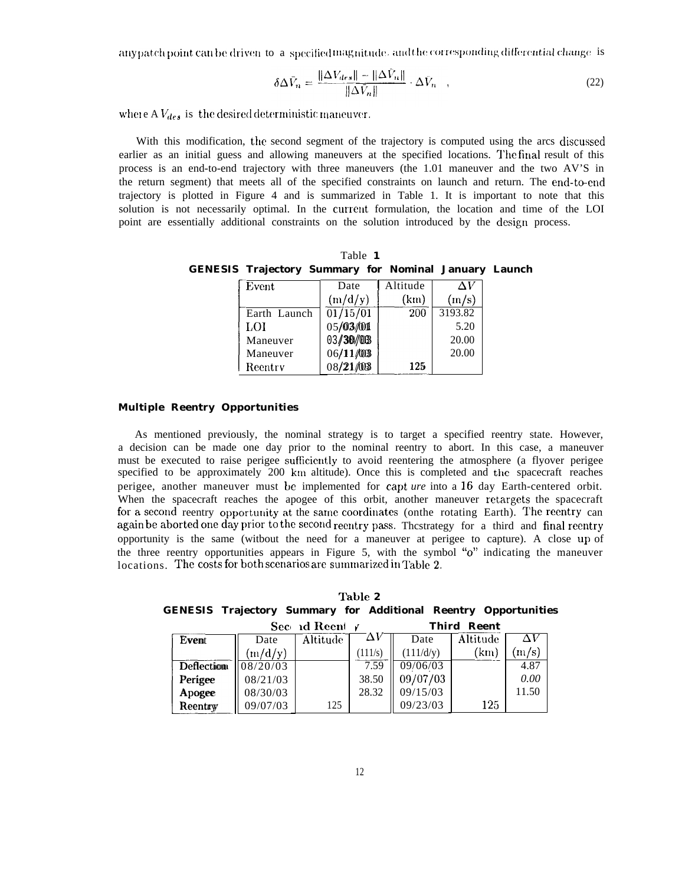any patch point can be driven to a specified magnitude, and the corresponding differential change is

$$\delta \Delta \bar{V}_n = \frac{\|\Delta V_{des}\| - \|\Delta \bar{V}_n\|}{\|\Delta \bar{V}_n\|} \cdot \Delta \bar{V}_n \quad , \tag{22}$$

where A $V_{des}$ is the desired deterministic maneuver.

With this modification, the second segment of the trajectory is computed using the arcs discussed earlier as an initial guess and allowing maneuvers at the specified locations. The final result of this process is an end-to-end trajectory with three maneuvers (the 1.01 maneuver and the two AV'S in the return segment) that meets all of the specified constraints on launch and return. The end-to-end trajectory is plotted in Figure 4 and is summarized in Table 1. It is important to note that this solution is not necessarily optimal. In the current formulation, the location and time of the LOI point are essentially additional constraints on the solution introduced by the design process.

Table **1**
**GENESIS Trajectory Summary for Nominal January Launch**

| Event | Date (m/d/y) | Altitude (km) | $\Delta V$ (m/s) |
|---|---|---|---|
| Earth Launch | 01/15/01 | 200 | 3193.82 |
| LOI | 05/03/01 | | 5.20 |
| Maneuver | 03/30/03 | | 20.00 |
| Maneuver | 06/11/03 | | 20.00 |
| Reentry | 08/21/03 | 125 | |

**Multiple Reentry Opportunities**

As mentioned previously, the nominal strategy is to target a specified reentry state. However, a decision can be made one day prior to the nominal reentry to abort. In this case, a maneuver must be executed to raise perigee sufficiently to avoid reentering the atmosphere (a flyover perigee specified to be approximately 200 km altitude). Once this is completed and the spacecraft reaches perigee, another maneuver must be implemented for capt *ure* into a 16 day Earth-centered orbit. When the spacecraft reaches the apogee of this orbit, another maneuver retargets the spacecraft for a second reentry opportunity at the same coordinates (onthe rotating Earth). The reentry can again be aborted one day prior to the second reentry pass. Thcstrategy for a third and final reentry opportunity is the same (witbout the need for a maneuver at perigee to capture). A close up of the three reentry opportunities appears in Figure 5, with the symbol "o" indicating the maneuver locations. The costs for both scenarios are summarized in Table 2.

**Table 2**
**GENESIS Trajectory Summary for Additional Reentry Opportunities**

| | Second Reentry | | | Third Reentry | | |
|---|---|---|---|---|---|---|
| **Event** | Date (m/d/y) | Altitude | $\Delta V$ (m/s) | Date (m/d/y) | Altitude (km) | $\Delta V$ (m/s) |
| **Deflection** | 08/20/03 | | 7.59 | 09/06/03 | | 4.87 |
| **Perigee** | 08/21/03 | | 38.50 | 09/07/03 | | *0.00* |
| **Apogee** | 08/30/03 | | 28.32 | 09/15/03 | | 11.50 |
| **Reentry** | 09/07/03 | 125 | | 09/23/03 | 125 | |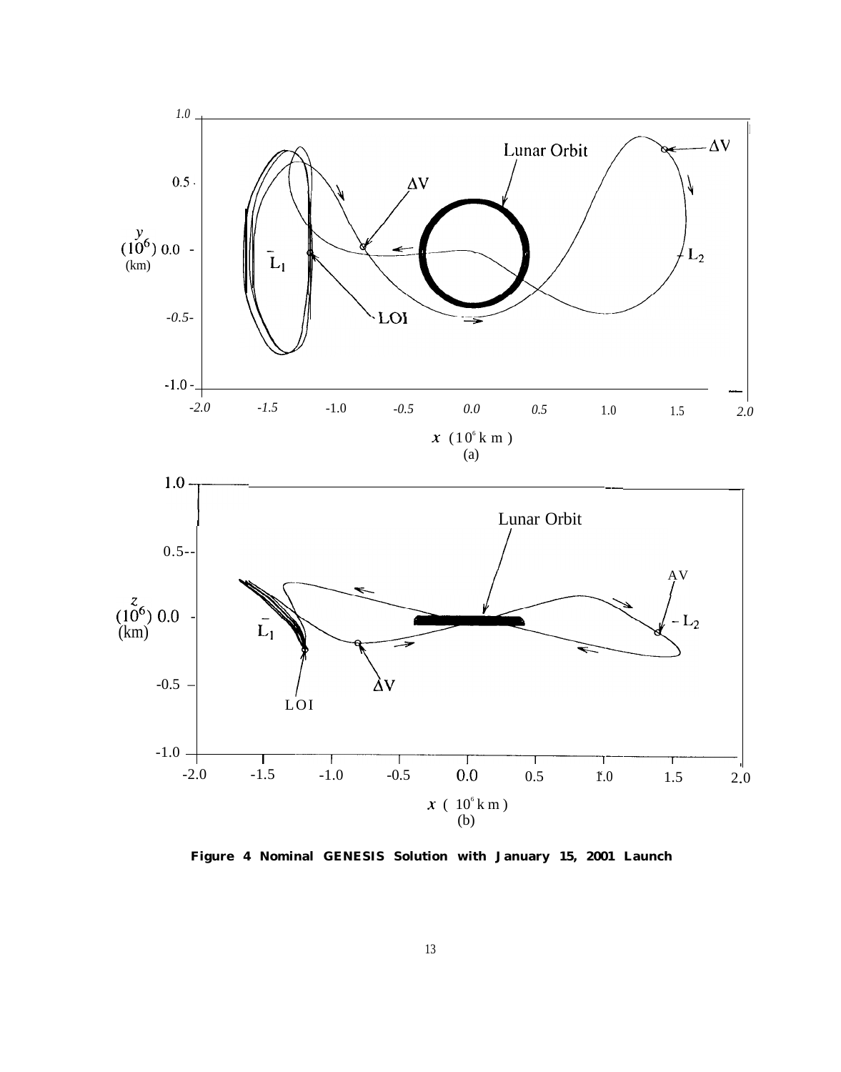**Figure 4 Nominal GENESIS Solution with January 15, 2001 Launch**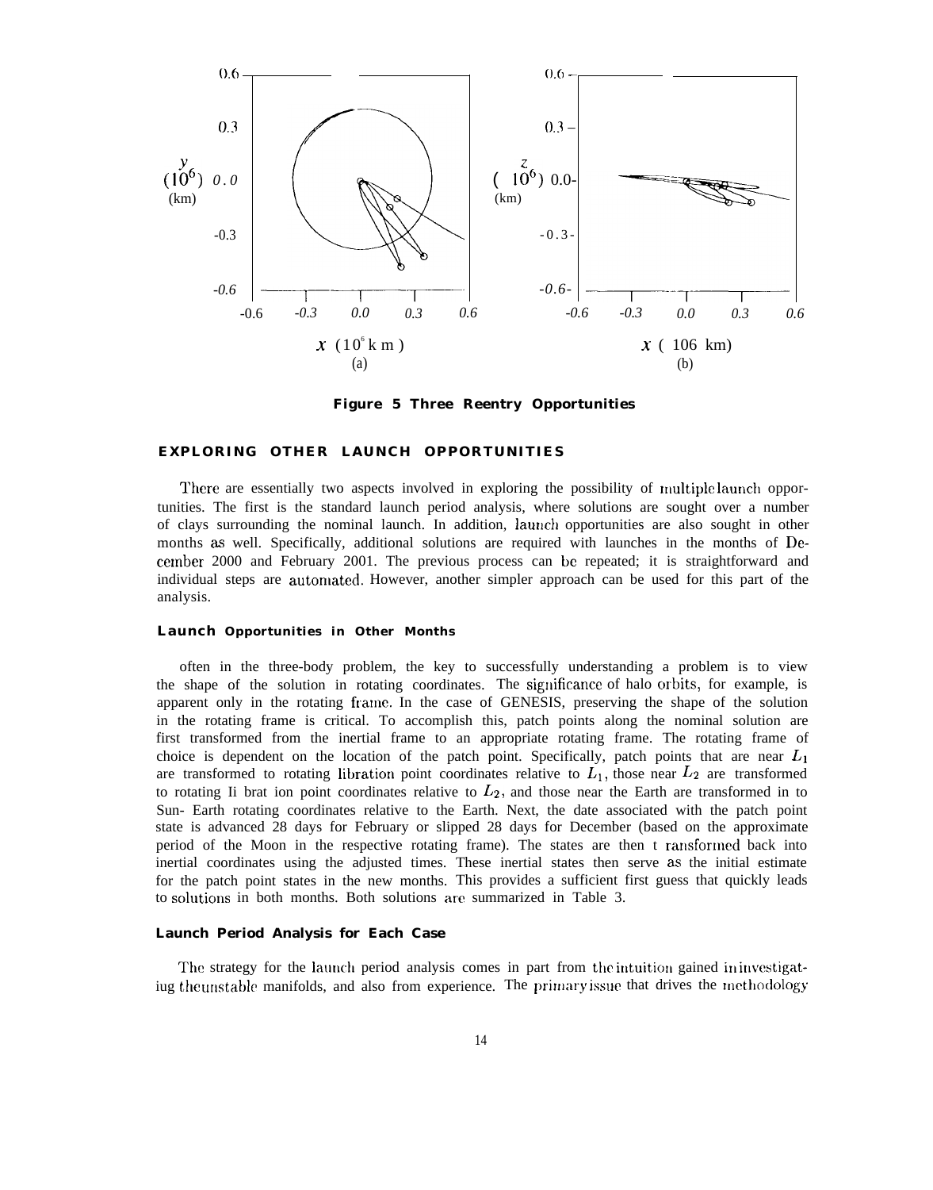**Figure 5 Three Reentry Opportunities**

## EXPLORING OTHER LAUNCH OPPORTUNITIES

There are essentially two aspects involved in exploring the possibility of multiple launch opportunities. The first is the standard launch period analysis, where solutions are sought over a number of clays surrounding the nominal launch. In addition, launch opportunities are also sought in other months as well. Specifically, additional solutions are required with launches in the months of December 2000 and February 2001. The previous process can be repeated; it is straightforward and individual steps are automated. However, another simpler approach can be used for this part of the analysis.

### Launch Opportunities in Other Months

often in the three-body problem, the key to successfully understanding a problem is to view the shape of the solution in rotating coordinates. The significance of halo orbits, for example, is apparent only in the rotating frame. In the case of GENESIS, preserving the shape of the solution in the rotating frame is critical. To accomplish this, patch points along the nominal solution are first transformed from the inertial frame to an appropriate rotating frame. The rotating frame of choice is dependent on the location of the patch point. Specifically, patch points that are near $L_1$ are transformed to rotating libration point coordinates relative to $L_1$, those near $L_2$ are transformed to rotating Ii brat ion point coordinates relative to $L_2$, and those near the Earth are transformed in to Sun- Earth rotating coordinates relative to the Earth. Next, the date associated with the patch point state is advanced 28 days for February or slipped 28 days for December (based on the approximate period of the Moon in the respective rotating frame). The states are then t ransformed back into inertial coordinates using the adjusted times. These inertial states then serve as the initial estimate for the patch point states in the new months. This provides a sufficient first guess that quickly leads to solutions in both months. Both solutions are summarized in Table 3.

### Launch Period Analysis for Each Case

The strategy for the launch period analysis comes in part from the intuition gained in investigatiug the unstable manifolds, and also from experience. The primary issue that drives the methodology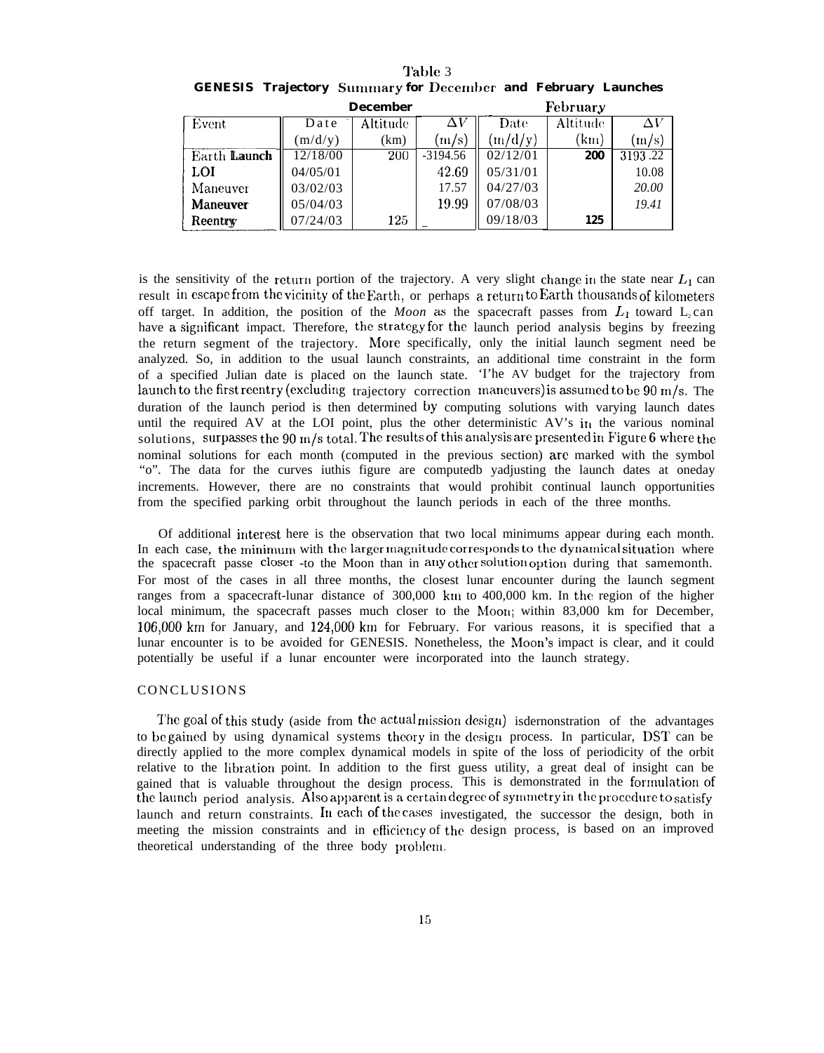Table 3
**GENESIS Trajectory Summary for December and February Launches**

| Event | December | | | February | | |
|---|---|---|---|---|---|---|
| | Date (m/d/y) | Altitude (km) | $\Delta V$ (m/s) | Date (m/d/y) | Altitude (km) | $\Delta V$ (m/s) |
| Earth Launch | 12/18/00 | 200 | -3194.56 | 02/12/01 | 200 | 3193.22 |
| LOI | 04/05/01 | | 42.69 | 05/31/01 | | 10.08 |
| Maneuver | 03/02/03 | | 17.57 | 04/27/03 | | 20.00 |
| Maneuver | 05/04/03 | | 19.99 | 07/08/03 | | 19.41 |
| Reentry | 07/24/03 | 125 | – | 09/18/03 | 125 | |

is the sensitivity of the return portion of the trajectory. A very slight change in the state near $L_1$ can result in escape from the vicinity of the Earth, or perhaps a return to Earth thousands of kilometers off target. In addition, the position of the *Moon* as the spacecraft passes from $L_1$ toward $L_2$ can have a significant impact. Therefore, the strategy for the launch period analysis begins by freezing the return segment of the trajectory. More specifically, only the initial launch segment need be analyzed. So, in addition to the usual launch constraints, an additional time constraint in the form of a specified Julian date is placed on the launch state. 'I'he AV budget for the trajectory from launch to the first reentry (excluding trajectory correction maneuvers) is assumed to be 90 m/s. The duration of the launch period is then determined by computing solutions with varying launch dates until the required AV at the LOI point, plus the other deterministic AV's in the various nominal solutions, surpasses the 90 m/s total. The results of this analysis are presented in Figure 6 where the nominal solutions for each month (computed in the previous section) are marked with the symbol "o". The data for the curves iuthis figure are computedb yadjusting the launch dates at oneday increments. However, there are no constraints that would prohibit continual launch opportunities from the specified parking orbit throughout the launch periods in each of the three months.

Of additional interest here is the observation that two local minimums appear during each month. In each case, the minimum with the larger magnitude corresponds to the dynamical situation where the spacecraft passe closer -to the Moon than in any other solution option during that samemonth. For most of the cases in all three months, the closest lunar encounter during the launch segment ranges from a spacecraft-lunar distance of 300,000 km to 400,000 km. In the region of the higher local minimum, the spacecraft passes much closer to the Moon; within 83,000 km for December, 106,000 km for January, and 124,000 km for February. For various reasons, it is specified that a lunar encounter is to be avoided for GENESIS. Nonetheless, the Moon's impact is clear, and it could potentially be useful if a lunar encounter were incorporated into the launch strategy.

## CONCLUSIONS

The goal of this study (aside from the actual mission design) isdernonstration of the advantages to be gained by using dynamical systems theory in the design process. In particular, DST can be directly applied to the more complex dynamical models in spite of the loss of periodicity of the orbit relative to the libration point. In addition to the first guess utility, a great deal of insight can be gained that is valuable throughout the design process. This is demonstrated in the formulation of the launch period analysis. Also apparent is a certain degree of symmetry in the procedure to satisfy launch and return constraints. In each of the cases investigated, the successor the design, both in meeting the mission constraints and in efficiency of the design process, is based on an improved theoretical understanding of the three body problem.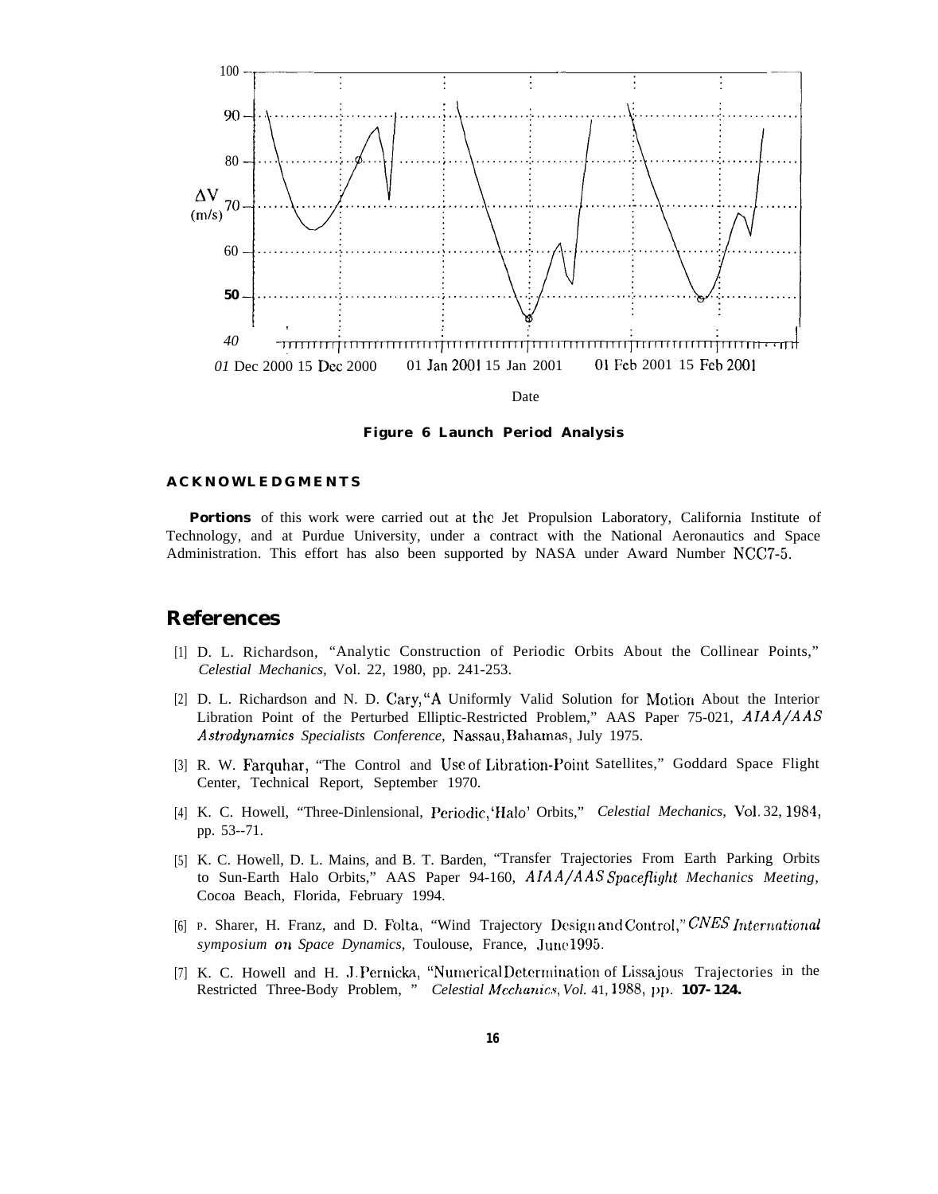**Figure 6 Launch Period Analysis**

**ACKNOWLEDGMENTS**

**Portions** of this work were carried out at the Jet Propulsion Laboratory, California Institute of Technology, and at Purdue University, under a contract with the National Aeronautics and Space Administration. This effort has also been supported by NASA under Award Number NCC7-5.

## References

[1] D. L. Richardson, "Analytic Construction of Periodic Orbits About the Collinear Points," *Celestial Mechanics*, Vol. 22, 1980, pp. 241-253.

[2] D. L. Richardson and N. D. Cary, "A Uniformly Valid Solution for Motion About the Interior Libration Point of the Perturbed Elliptic-Restricted Problem," AAS Paper 75-021, *AIAA/AAS Astrodynamics Specialists Conference*, Nassau, Bahamas, July 1975.

[3] R. W. Farquhar, "The Control and Use of Libration-Point Satellites," Goddard Space Flight Center, Technical Report, September 1970.

[4] K. C. Howell, "Three-Dimensional, Periodic, 'Halo' Orbits," *Celestial Mechanics*, Vol. 32, 1984, pp. 53--71.

[5] K. C. Howell, D. L. Mains, and B. T. Barden, "Transfer Trajectories From Earth Parking Orbits to Sun-Earth Halo Orbits," AAS Paper 94-160, *AIAA/AAS Spaceflight Mechanics Meeting*, Cocoa Beach, Florida, February 1994.

[6] P. Sharer, H. Franz, and D. Folta, "Wind Trajectory Design and Control," *CNES International symposium on Space Dynamics*, Toulouse, France, June 1995.

[7] K. C. Howell and H. J. Pernicka, "Numerical Determination of Lissajous Trajectories in the Restricted Three-Body Problem," *Celestial Mechanics*, *Vol.* 41, 1988, pp. 107-124.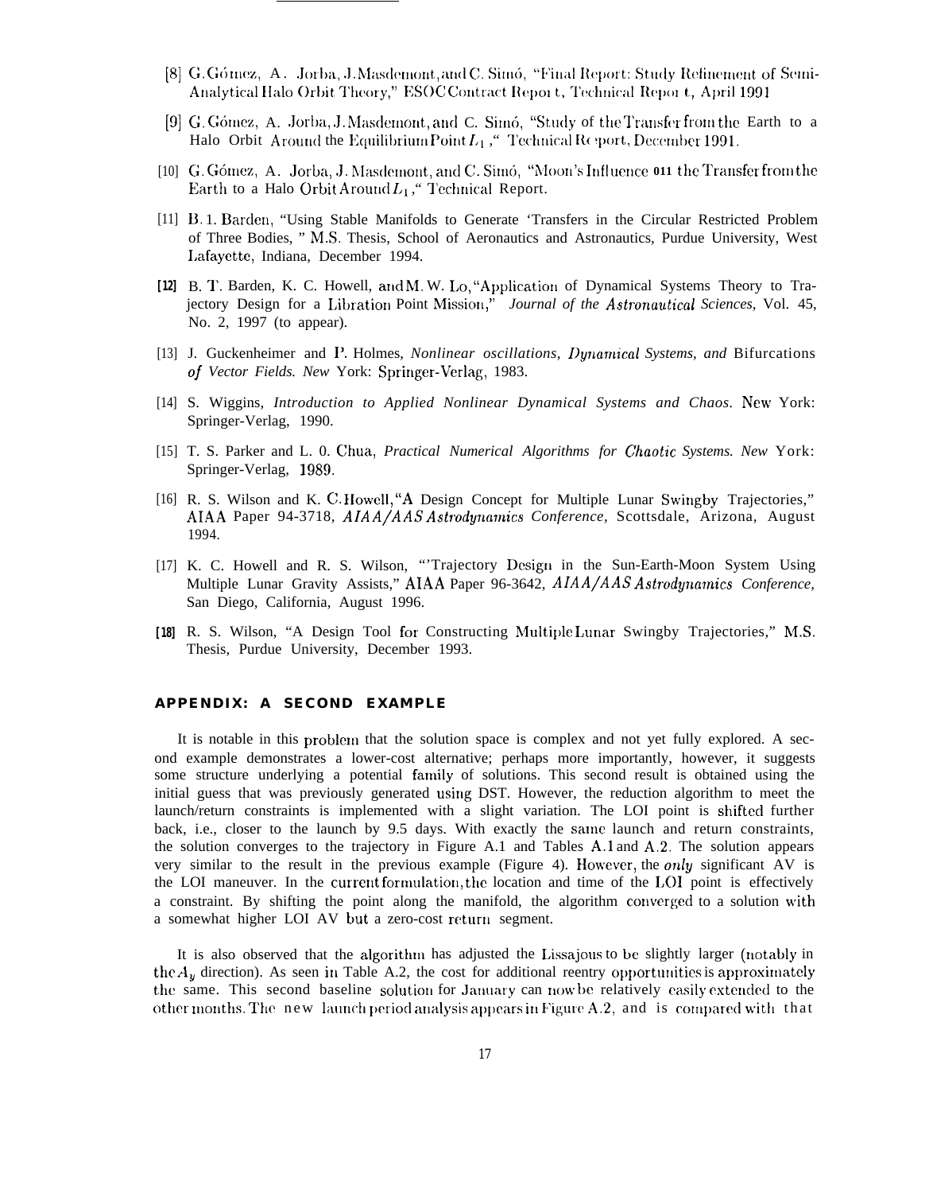[8] G. Gómez, A. Jorba, J. Masdemont, and C. Simó, "Final Report: Study Refinement of Semi-Analytical Halo Orbit Theory," ESOC Contract Report, Technical Report, April 1991

[9] G. Gómez, A. Jorba, J. Masdemont, and C. Simó, "Study of the Transfer from the Earth to a Halo Orbit Around the Equilibrium Point $L_1$," Technical Report, December 1991.

[10] G. Gómez, A. Jorba, J. Masdemont, and C. Simó, "Moon's Influence on the Transfer from the Earth to a Halo Orbit Around $L_1$," Technical Report.

[11] B. T. Barden, "Using Stable Manifolds to Generate Transfers in the Circular Restricted Problem of Three Bodies," M.S. Thesis, School of Aeronautics and Astronautics, Purdue University, West Lafayette, Indiana, December 1994.

[12] B. T. Barden, K. C. Howell, and M. W. Lo, "Application of Dynamical Systems Theory to Trajectory Design for a Libration Point Mission," *Journal of the Astronautical Sciences*, Vol. 45, No. 2, 1997 (to appear).

[13] J. Guckenheimer and P. Holmes, *Nonlinear oscillations, Dynamical Systems, and Bifurcations of Vector Fields. New* York: Springer-Verlag, 1983.

[14] S. Wiggins, *Introduction to Applied Nonlinear Dynamical Systems and Chaos*. New York: Springer-Verlag, 1990.

[15] T. S. Parker and L. O. Chua, *Practical Numerical Algorithms for Chaotic Systems. New* York: Springer-Verlag, 1989.

[16] R. S. Wilson and K. C. Howell, "A Design Concept for Multiple Lunar Swingby Trajectories," AIAA Paper 94-3718, *AIAA/AAS Astrodynamics Conference*, Scottsdale, Arizona, August 1994.

[17] K. C. Howell and R. S. Wilson, "Trajectory Design in the Sun-Earth-Moon System Using Multiple Lunar Gravity Assists," AIAA Paper 96-3642, *AIAA/AAS Astrodynamics Conference*, San Diego, California, August 1996.

[18] R. S. Wilson, "A Design Tool for Constructing Multiple Lunar Swingby Trajectories," M.S. Thesis, Purdue University, December 1993.

## APPENDIX: A SECOND EXAMPLE

It is notable in this problem that the solution space is complex and not yet fully explored. A second example demonstrates a lower-cost alternative; perhaps more importantly, however, it suggests some structure underlying a potential family of solutions. This second result is obtained using the initial guess that was previously generated using DST. However, the reduction algorithm to meet the launch/return constraints is implemented with a slight variation. The LOI point is shifted further back, i.e., closer to the launch by 9.5 days. With exactly the same launch and return constraints, the solution converges to the trajectory in Figure A.1 and Tables A.1 and A.2. The solution appears very similar to the result in the previous example (Figure 4). However, the *only* significant $\Delta V$ is the LOI maneuver. In the current formulation, the location and time of the LOI point is effectively a constraint. By shifting the point along the manifold, the algorithm converged to a solution with a somewhat higher LOI $\Delta V$ but a zero-cost return segment.

It is also observed that the algorithm has adjusted the Lissajous to be slightly larger (notably in the $A_y$ direction). As seen in Table A.2, the cost for additional reentry opportunities is approximately the same. This second baseline solution for January can now be relatively easily extended to the other months. The new launch period analysis appears in Figure A.2, and is compared with that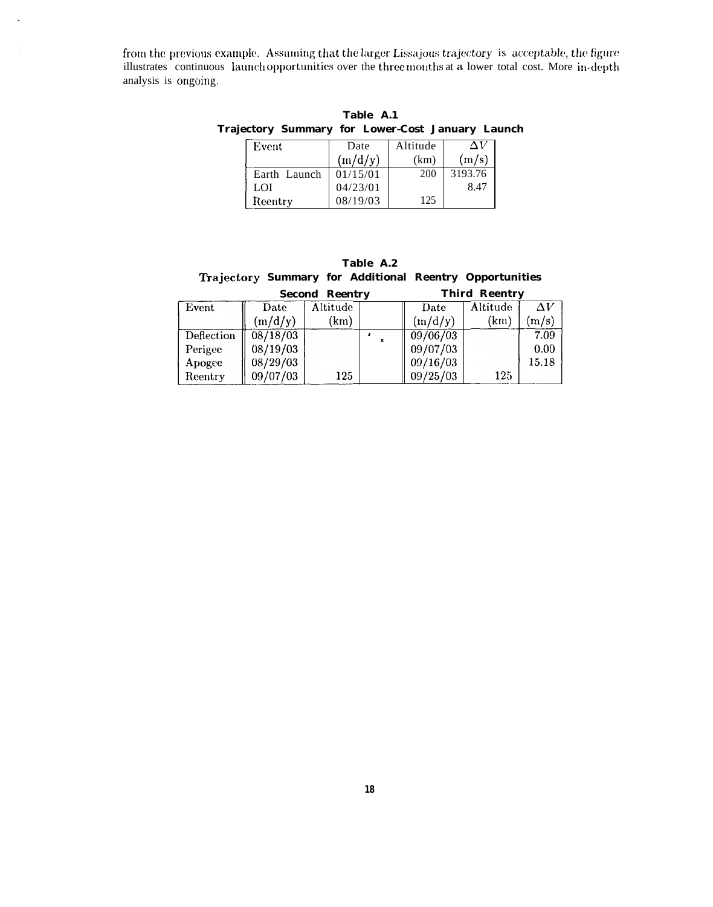from the previous example. Assuming that the larger Lissajous trajectory is acceptable, the figure illustrates continuous launch opportunities over the three months at a lower total cost. More in-depth analysis is ongoing.

**Table A.1**
**Trajectory Summary for Lower-Cost January Launch**

| Event | Date (m/d/y) | Altitude (km) | $\Delta V$ (m/s) |
|---|---|---|---|
| Earth Launch | 01/15/01 | 200 | 3193.76 |
| LOI | 04/23/01 | | 8.47 |
| Reentry | 08/19/03 | 125 | |

**Table A.2**
**Trajectory Summary for Additional Reentry Opportunities**

| | Second Reentry | | | Third Reentry | | |
|---|---|---|---|---|---|---|
| Event | Date (m/d/y) | Altitude (km) | | Date (m/d/y) | Altitude (km) | $\Delta V$ (m/s) |
| Deflection | 08/18/03 | | ' 8 | 09/06/03 | | 7.09 |
| Perigee | 08/19/03 | | | 09/07/03 | | 0.00 |
| Apogee | 08/29/03 | | | 09/16/03 | | 15.18 |
| Reentry | 09/07/03 | 125 | | 09/25/03 | 125 | |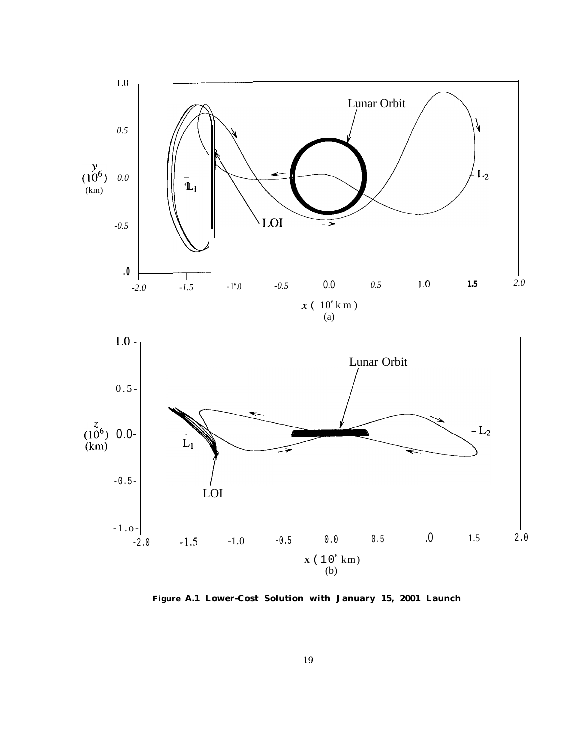Lunar Orbit

$y$ ($10^6$) (km)

1.0

0.5

0.0

-0.5

.0

$L_1$

$L_2$

LOI

-2.0 -1.5 -1".0 -0.5 0.0 0.5 1.0 1.5 2.0

$x$ ( $10^6$ km )

(a)

Lunar Orbit

$z$ ($10^6$) (km)

1.0

0.5

0.0

-0.5

-1.0

$L_1$

$L_2$

LOI

-2.0 -1.5 -1.0 -0.5 0.0 0.5 .0 1.5 2.0

x ( $10^6$ km)

(b)

**Figure A.1 Lower-Cost Solution with January 15, 2001 Launch**